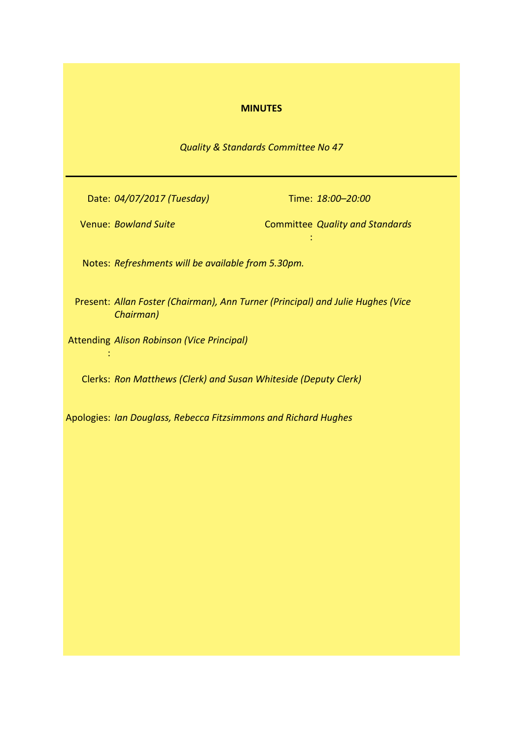**MINUTES**

*Quality & Standards Committee No 47*

---

| | | | |
|---|---|---|---|
| Date: | *04/07/2017 (Tuesday)* | Time: | *18:00–20:00* |
| Venue: | *Bowland Suite* | Committee: | *Quality and Standards* |

Notes: *Refreshments will be available from 5.30pm.*

Present: *Allan Foster (Chairman), Ann Turner (Principal) and Julie Hughes (Vice Chairman)*

Attending: *Alison Robinson (Vice Principal)*

Clerks: *Ron Matthews (Clerk) and Susan Whiteside (Deputy Clerk)*

Apologies: *Ian Douglass, Rebecca Fitzsimmons and Richard Hughes*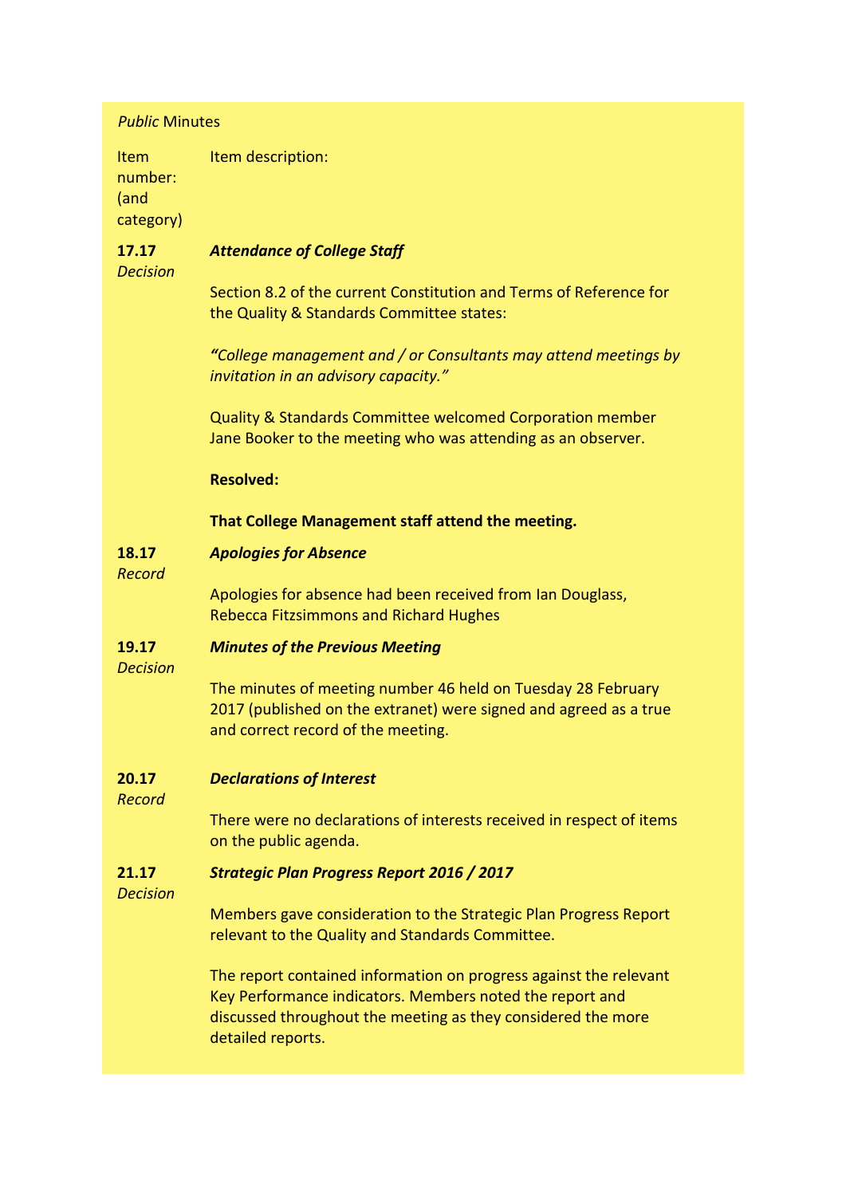*Public* Minutes

| Item number: (and category) | Item description: |
|---|---|
| **17.17** *Decision* | ***Attendance of College Staff***<br><br>Section 8.2 of the current Constitution and Terms of Reference for the Quality & Standards Committee states:<br><br>***"****College management and / or Consultants may attend meetings by invitation in an advisory capacity."*<br><br>Quality & Standards Committee welcomed Corporation member Jane Booker to the meeting who was attending as an observer.<br><br>**Resolved:**<br><br>**That College Management staff attend the meeting.** |
| **18.17** *Record* | ***Apologies for Absence***<br><br>Apologies for absence had been received from Ian Douglass, Rebecca Fitzsimmons and Richard Hughes |
| **19.17** *Decision* | ***Minutes of the Previous Meeting***<br><br>The minutes of meeting number 46 held on Tuesday 28 February 2017 (published on the extranet) were signed and agreed as a true and correct record of the meeting. |
| **20.17** *Record* | ***Declarations of Interest***<br><br>There were no declarations of interests received in respect of items on the public agenda. |
| **21.17** *Decision* | ***Strategic Plan Progress Report 2016 / 2017***<br><br>Members gave consideration to the Strategic Plan Progress Report relevant to the Quality and Standards Committee.<br><br>The report contained information on progress against the relevant Key Performance indicators. Members noted the report and discussed throughout the meeting as they considered the more detailed reports. |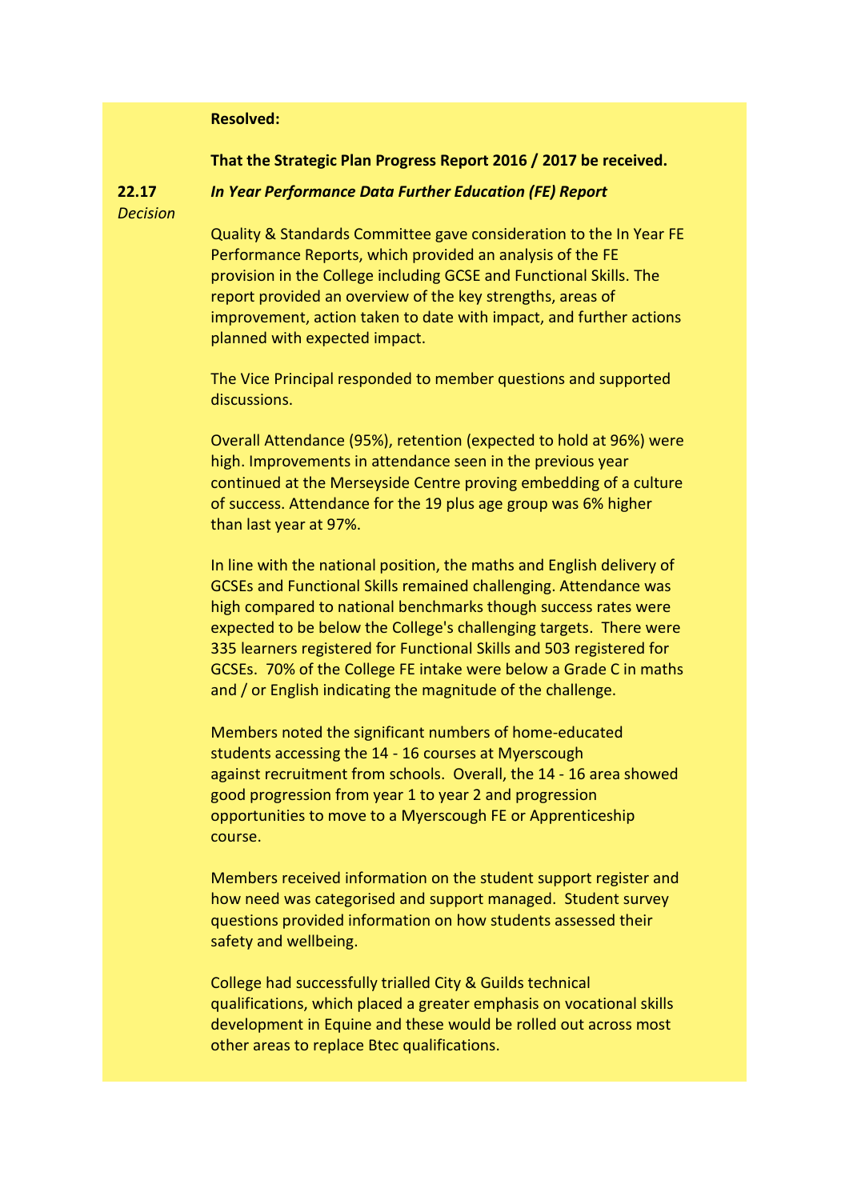**Resolved:**

**That the Strategic Plan Progress Report 2016 / 2017 be received.**

**22.17** ***In Year Performance Data Further Education (FE) Report***

*Decision*

Quality & Standards Committee gave consideration to the In Year FE Performance Reports, which provided an analysis of the FE provision in the College including GCSE and Functional Skills. The report provided an overview of the key strengths, areas of improvement, action taken to date with impact, and further actions planned with expected impact.

The Vice Principal responded to member questions and supported discussions.

Overall Attendance (95%), retention (expected to hold at 96%) were high. Improvements in attendance seen in the previous year continued at the Merseyside Centre proving embedding of a culture of success. Attendance for the 19 plus age group was 6% higher than last year at 97%.

In line with the national position, the maths and English delivery of GCSEs and Functional Skills remained challenging. Attendance was high compared to national benchmarks though success rates were expected to be below the College's challenging targets. There were 335 learners registered for Functional Skills and 503 registered for GCSEs. 70% of the College FE intake were below a Grade C in maths and / or English indicating the magnitude of the challenge.

Members noted the significant numbers of home-educated students accessing the 14 - 16 courses at Myerscough against recruitment from schools. Overall, the 14 - 16 area showed good progression from year 1 to year 2 and progression opportunities to move to a Myerscough FE or Apprenticeship course.

Members received information on the student support register and how need was categorised and support managed. Student survey questions provided information on how students assessed their safety and wellbeing.

College had successfully trialled City & Guilds technical qualifications, which placed a greater emphasis on vocational skills development in Equine and these would be rolled out across most other areas to replace Btec qualifications.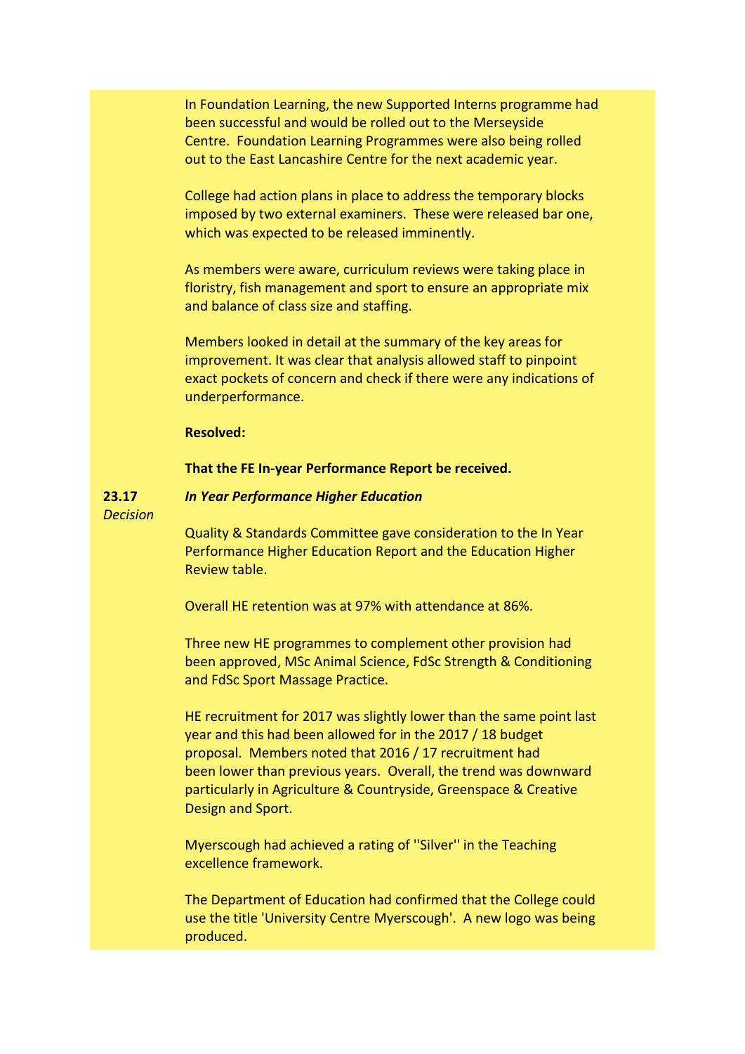In Foundation Learning, the new Supported Interns programme had been successful and would be rolled out to the Merseyside Centre. Foundation Learning Programmes were also being rolled out to the East Lancashire Centre for the next academic year.

College had action plans in place to address the temporary blocks imposed by two external examiners. These were released bar one, which was expected to be released imminently.

As members were aware, curriculum reviews were taking place in floristry, fish management and sport to ensure an appropriate mix and balance of class size and staffing.

Members looked in detail at the summary of the key areas for improvement. It was clear that analysis allowed staff to pinpoint exact pockets of concern and check if there were any indications of underperformance.

**Resolved:**

**That the FE In-year Performance Report be received.**

**23.17** *Decision*

***In Year Performance Higher Education***

Quality & Standards Committee gave consideration to the In Year Performance Higher Education Report and the Education Higher Review table.

Overall HE retention was at 97% with attendance at 86%.

Three new HE programmes to complement other provision had been approved, MSc Animal Science, FdSc Strength & Conditioning and FdSc Sport Massage Practice.

HE recruitment for 2017 was slightly lower than the same point last year and this had been allowed for in the 2017 / 18 budget proposal. Members noted that 2016 / 17 recruitment had been lower than previous years. Overall, the trend was downward particularly in Agriculture & Countryside, Greenspace & Creative Design and Sport.

Myerscough had achieved a rating of ''Silver'' in the Teaching excellence framework.

The Department of Education had confirmed that the College could use the title 'University Centre Myerscough'. A new logo was being produced.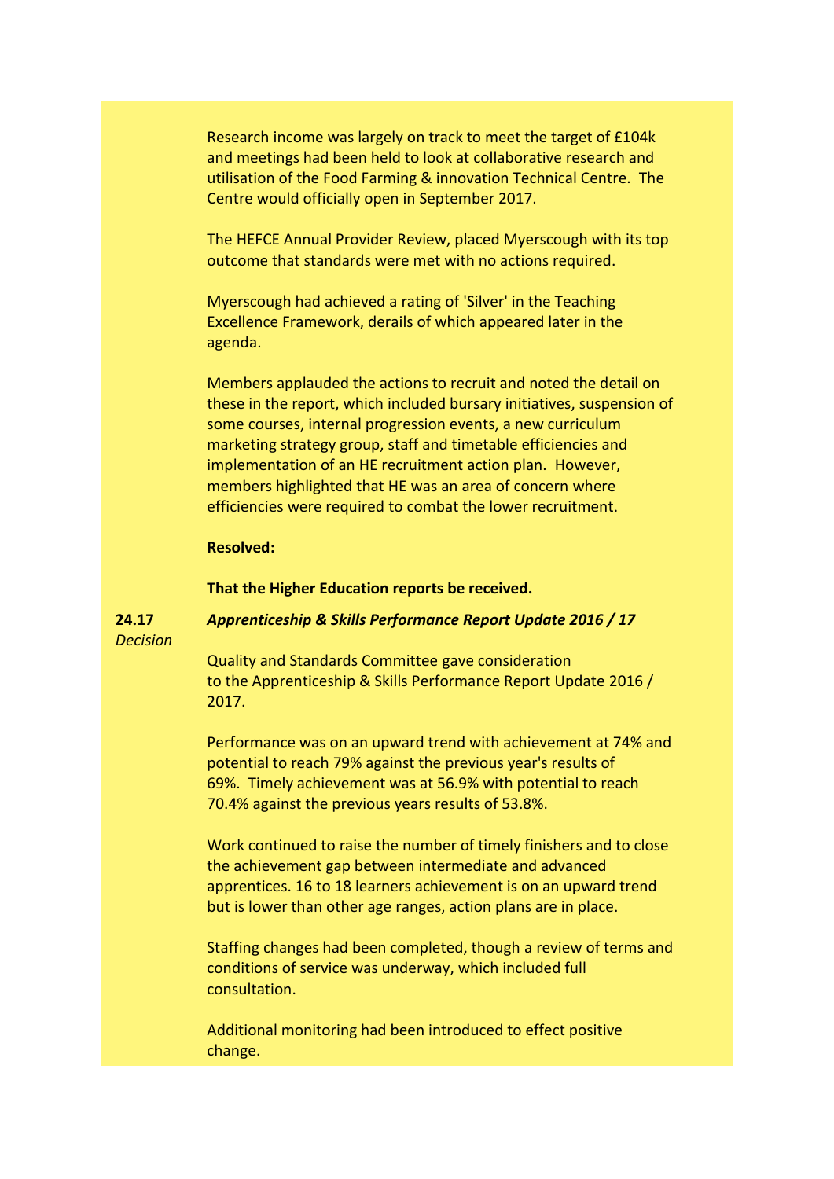Research income was largely on track to meet the target of £104k and meetings had been held to look at collaborative research and utilisation of the Food Farming & innovation Technical Centre. The Centre would officially open in September 2017.

The HEFCE Annual Provider Review, placed Myerscough with its top outcome that standards were met with no actions required.

Myerscough had achieved a rating of 'Silver' in the Teaching Excellence Framework, derails of which appeared later in the agenda.

Members applauded the actions to recruit and noted the detail on these in the report, which included bursary initiatives, suspension of some courses, internal progression events, a new curriculum marketing strategy group, staff and timetable efficiencies and implementation of an HE recruitment action plan. However, members highlighted that HE was an area of concern where efficiencies were required to combat the lower recruitment.

**Resolved:**

**That the Higher Education reports be received.**

**24.17** *Decision*

***Apprenticeship & Skills Performance Report Update 2016 / 17***

Quality and Standards Committee gave consideration to the Apprenticeship & Skills Performance Report Update 2016 / 2017.

Performance was on an upward trend with achievement at 74% and potential to reach 79% against the previous year's results of 69%. Timely achievement was at 56.9% with potential to reach 70.4% against the previous years results of 53.8%.

Work continued to raise the number of timely finishers and to close the achievement gap between intermediate and advanced apprentices. 16 to 18 learners achievement is on an upward trend but is lower than other age ranges, action plans are in place.

Staffing changes had been completed, though a review of terms and conditions of service was underway, which included full consultation.

Additional monitoring had been introduced to effect positive change.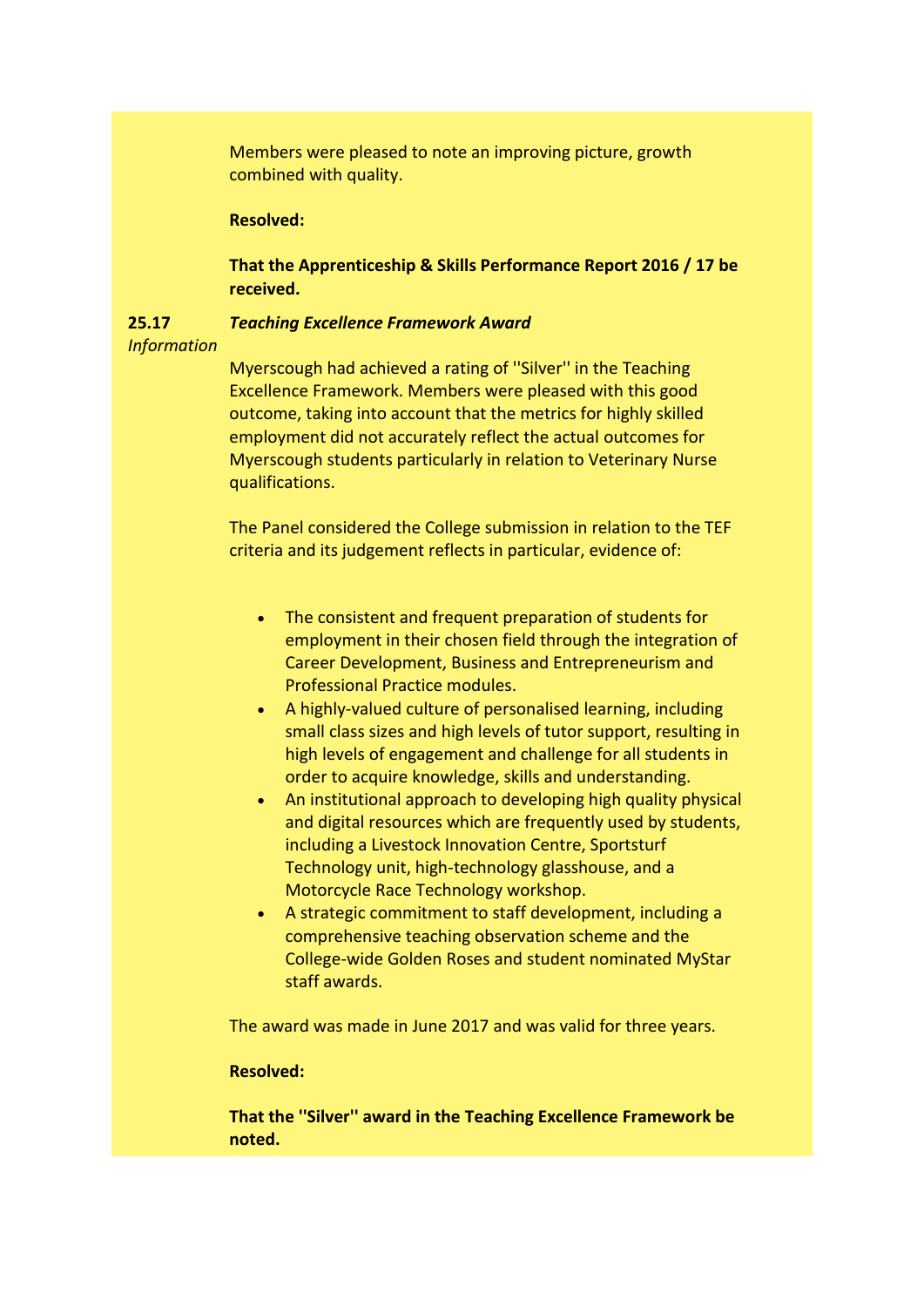Members were pleased to note an improving picture, growth combined with quality.

**Resolved:**

**That the Apprenticeship & Skills Performance Report 2016 / 17 be received.**

**25.17** *Information*

***Teaching Excellence Framework Award***

Myerscough had achieved a rating of ''Silver'' in the Teaching Excellence Framework. Members were pleased with this good outcome, taking into account that the metrics for highly skilled employment did not accurately reflect the actual outcomes for Myerscough students particularly in relation to Veterinary Nurse qualifications.

The Panel considered the College submission in relation to the TEF criteria and its judgement reflects in particular, evidence of:

- The consistent and frequent preparation of students for employment in their chosen field through the integration of Career Development, Business and Entrepreneurism and Professional Practice modules.
- A highly-valued culture of personalised learning, including small class sizes and high levels of tutor support, resulting in high levels of engagement and challenge for all students in order to acquire knowledge, skills and understanding.
- An institutional approach to developing high quality physical and digital resources which are frequently used by students, including a Livestock Innovation Centre, Sportsturf Technology unit, high-technology glasshouse, and a Motorcycle Race Technology workshop.
- A strategic commitment to staff development, including a comprehensive teaching observation scheme and the College-wide Golden Roses and student nominated MyStar staff awards.

The award was made in June 2017 and was valid for three years.

**Resolved:**

**That the ''Silver'' award in the Teaching Excellence Framework be noted.**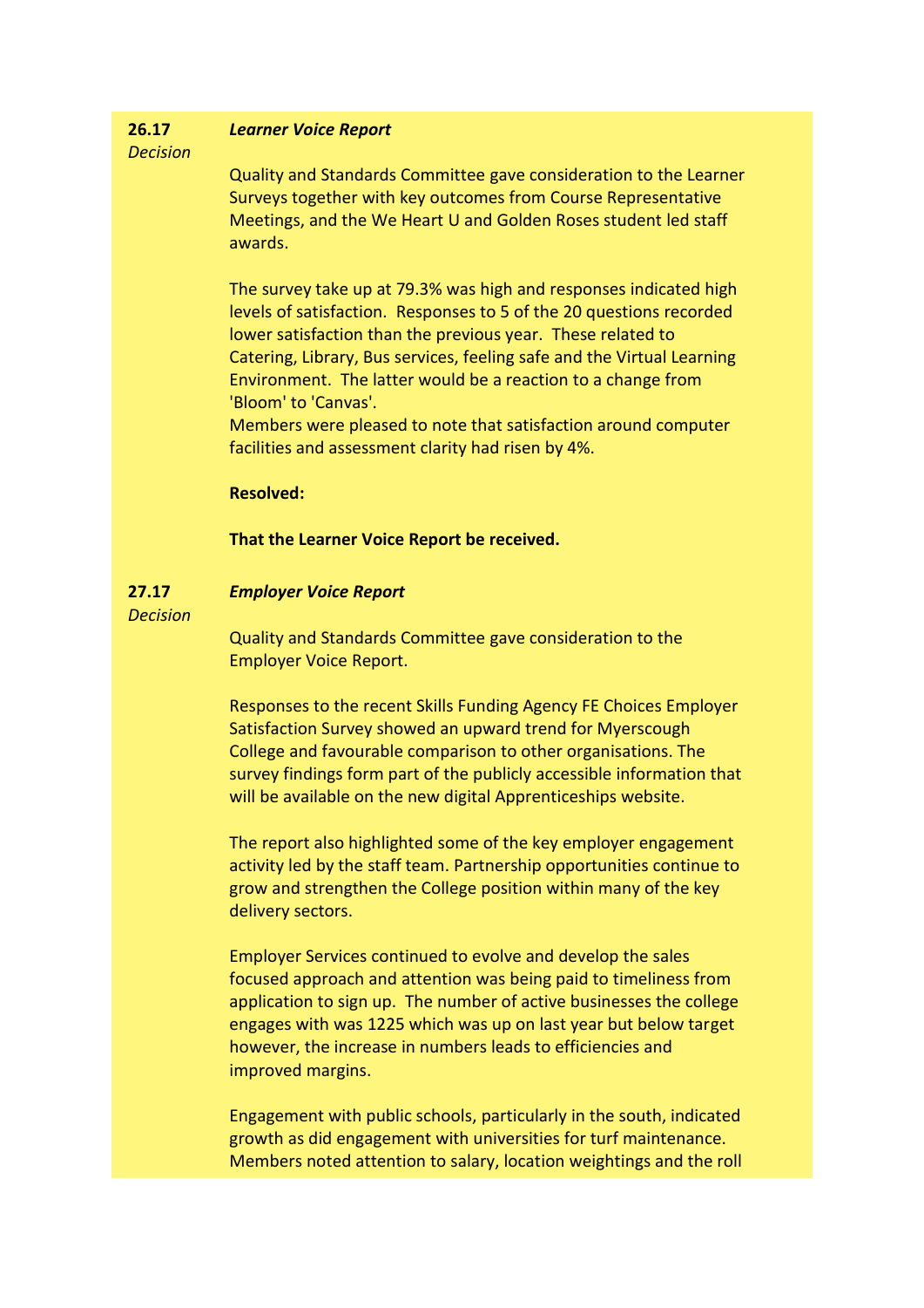**26.17** *Decision*

***Learner Voice Report***

Quality and Standards Committee gave consideration to the Learner Surveys together with key outcomes from Course Representative Meetings, and the We Heart U and Golden Roses student led staff awards.

The survey take up at 79.3% was high and responses indicated high levels of satisfaction. Responses to 5 of the 20 questions recorded lower satisfaction than the previous year. These related to Catering, Library, Bus services, feeling safe and the Virtual Learning Environment. The latter would be a reaction to a change from 'Bloom' to 'Canvas'.
Members were pleased to note that satisfaction around computer facilities and assessment clarity had risen by 4%.

**Resolved:**

**That the Learner Voice Report be received.**

**27.17** *Decision*

***Employer Voice Report***

Quality and Standards Committee gave consideration to the Employer Voice Report.

Responses to the recent Skills Funding Agency FE Choices Employer Satisfaction Survey showed an upward trend for Myerscough College and favourable comparison to other organisations. The survey findings form part of the publicly accessible information that will be available on the new digital Apprenticeships website.

The report also highlighted some of the key employer engagement activity led by the staff team. Partnership opportunities continue to grow and strengthen the College position within many of the key delivery sectors.

Employer Services continued to evolve and develop the sales focused approach and attention was being paid to timeliness from application to sign up. The number of active businesses the college engages with was 1225 which was up on last year but below target however, the increase in numbers leads to efficiencies and improved margins.

Engagement with public schools, particularly in the south, indicated growth as did engagement with universities for turf maintenance. Members noted attention to salary, location weightings and the roll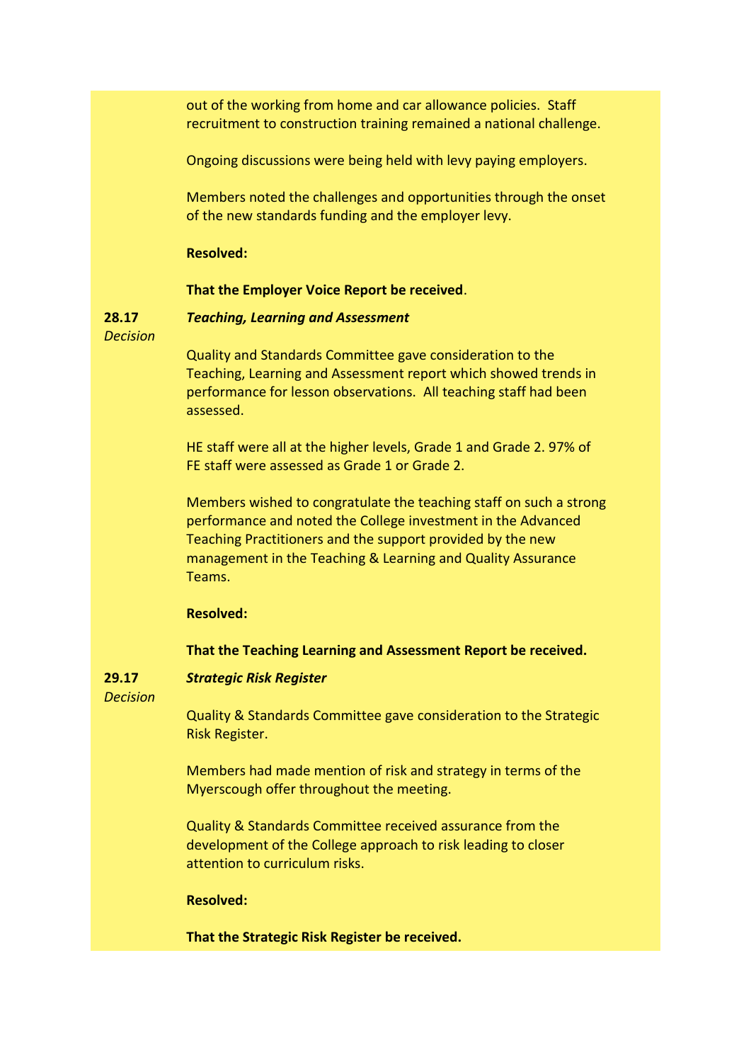out of the working from home and car allowance policies. Staff recruitment to construction training remained a national challenge.

Ongoing discussions were being held with levy paying employers.

Members noted the challenges and opportunities through the onset of the new standards funding and the employer levy.

**Resolved:**

**That the Employer Voice Report be received**.

**28.17** *Decision*

***Teaching, Learning and Assessment***

Quality and Standards Committee gave consideration to the Teaching, Learning and Assessment report which showed trends in performance for lesson observations. All teaching staff had been assessed.

HE staff were all at the higher levels, Grade 1 and Grade 2. 97% of FE staff were assessed as Grade 1 or Grade 2.

Members wished to congratulate the teaching staff on such a strong performance and noted the College investment in the Advanced Teaching Practitioners and the support provided by the new management in the Teaching & Learning and Quality Assurance Teams.

**Resolved:**

**That the Teaching Learning and Assessment Report be received.**

**29.17** *Decision*

***Strategic Risk Register***

Quality & Standards Committee gave consideration to the Strategic Risk Register.

Members had made mention of risk and strategy in terms of the Myerscough offer throughout the meeting.

Quality & Standards Committee received assurance from the development of the College approach to risk leading to closer attention to curriculum risks.

**Resolved:**

**That the Strategic Risk Register be received.**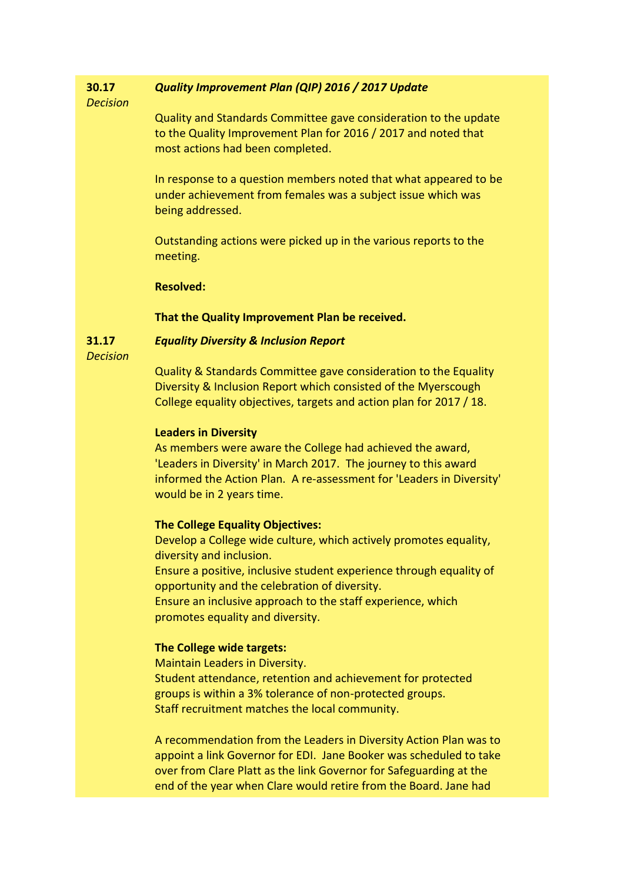**30.17** *Decision*

***Quality Improvement Plan (QIP) 2016 / 2017 Update***

Quality and Standards Committee gave consideration to the update to the Quality Improvement Plan for 2016 / 2017 and noted that most actions had been completed.

In response to a question members noted that what appeared to be under achievement from females was a subject issue which was being addressed.

Outstanding actions were picked up in the various reports to the meeting.

**Resolved:**

**That the Quality Improvement Plan be received.**

**31.17** *Decision*

***Equality Diversity & Inclusion Report***

Quality & Standards Committee gave consideration to the Equality Diversity & Inclusion Report which consisted of the Myerscough College equality objectives, targets and action plan for 2017 / 18.

**Leaders in Diversity**
As members were aware the College had achieved the award, 'Leaders in Diversity' in March 2017. The journey to this award informed the Action Plan. A re-assessment for 'Leaders in Diversity' would be in 2 years time.

**The College Equality Objectives:**
Develop a College wide culture, which actively promotes equality, diversity and inclusion.
Ensure a positive, inclusive student experience through equality of opportunity and the celebration of diversity.
Ensure an inclusive approach to the staff experience, which promotes equality and diversity.

**The College wide targets:**
Maintain Leaders in Diversity.
Student attendance, retention and achievement for protected groups is within a 3% tolerance of non-protected groups.
Staff recruitment matches the local community.

A recommendation from the Leaders in Diversity Action Plan was to appoint a link Governor for EDI. Jane Booker was scheduled to take over from Clare Platt as the link Governor for Safeguarding at the end of the year when Clare would retire from the Board. Jane had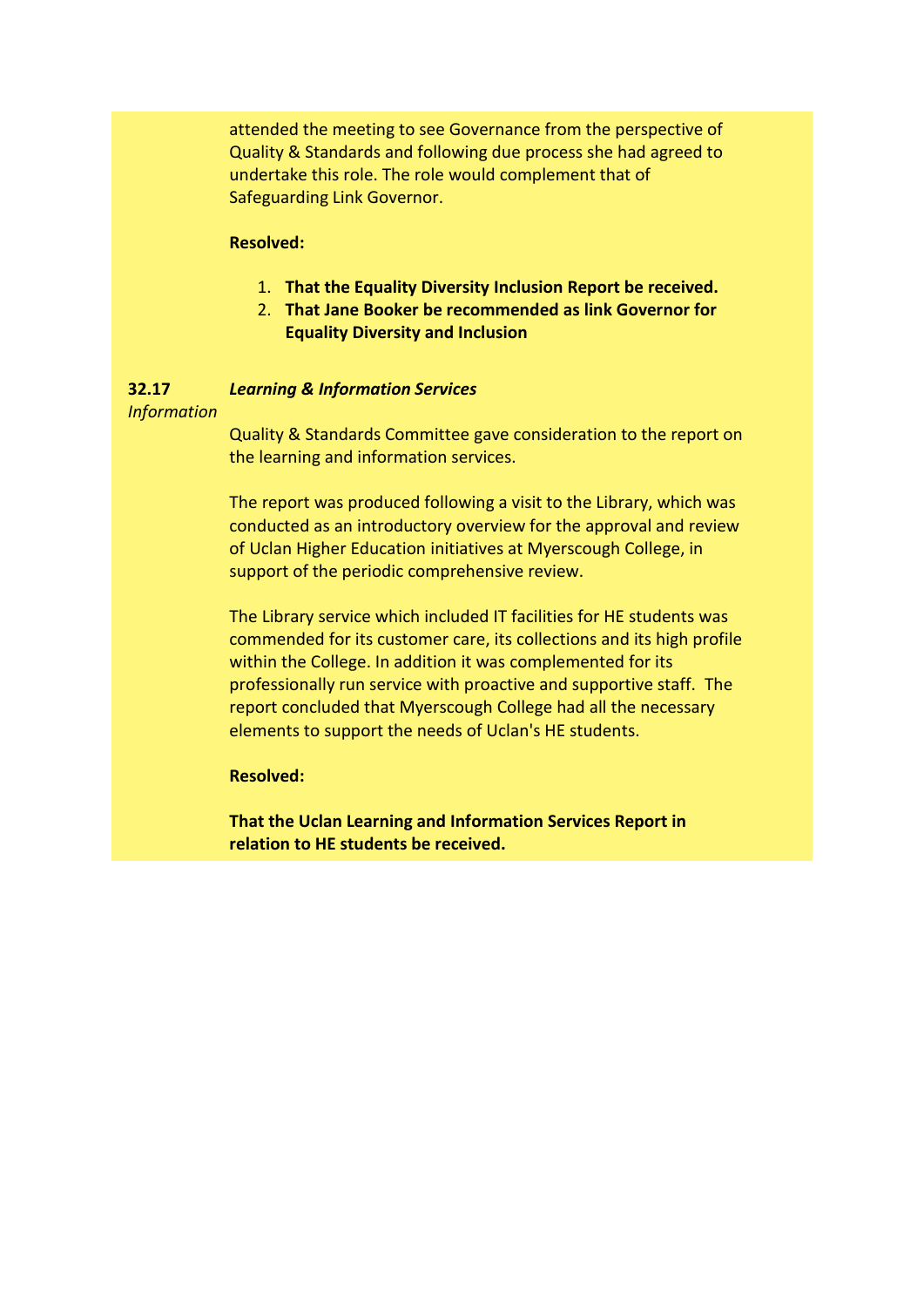attended the meeting to see Governance from the perspective of Quality & Standards and following due process she had agreed to undertake this role. The role would complement that of Safeguarding Link Governor.

**Resolved:**

1. **That the Equality Diversity Inclusion Report be received.**
2. **That Jane Booker be recommended as link Governor for Equality Diversity and Inclusion**

**32.17** ***Learning & Information Services***
*Information*

Quality & Standards Committee gave consideration to the report on the learning and information services.

The report was produced following a visit to the Library, which was conducted as an introductory overview for the approval and review of Uclan Higher Education initiatives at Myerscough College, in support of the periodic comprehensive review.

The Library service which included IT facilities for HE students was commended for its customer care, its collections and its high profile within the College. In addition it was complemented for its professionally run service with proactive and supportive staff. The report concluded that Myerscough College had all the necessary elements to support the needs of Uclan's HE students.

**Resolved:**

**That the Uclan Learning and Information Services Report in relation to HE students be received.**